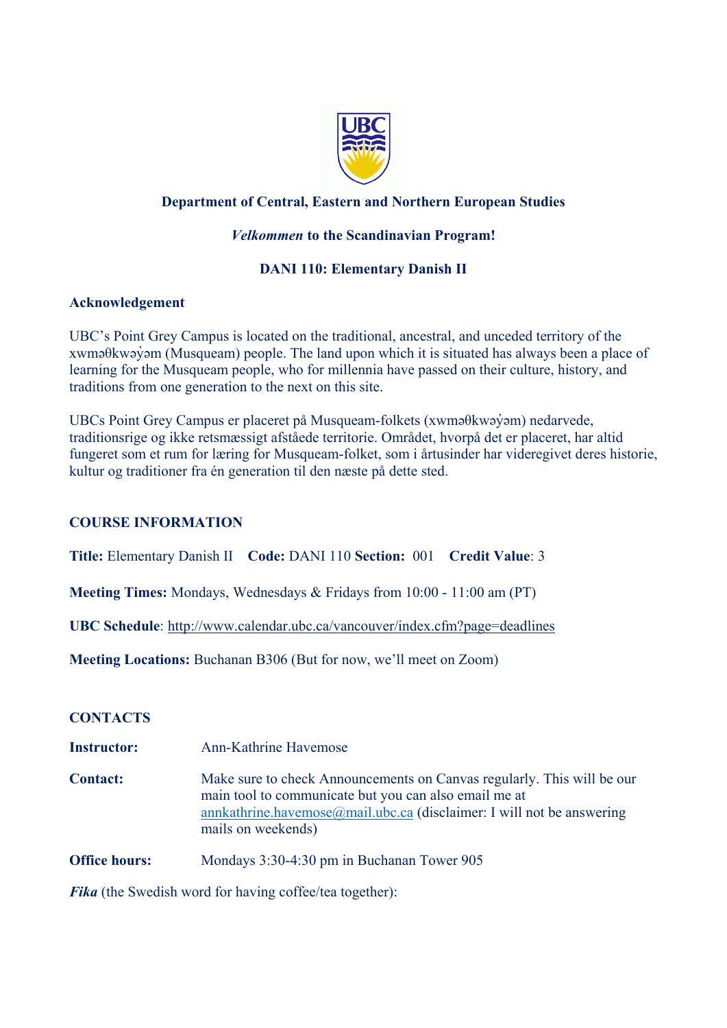**Department of Central, Eastern and Northern European Studies**

***Velkommen* to the Scandinavian Program!**

**DANI 110: Elementary Danish II**

**Acknowledgement**

UBC's Point Grey Campus is located on the traditional, ancestral, and unceded territory of the xwməθkwəy̓əm (Musqueam) people. The land upon which it is situated has always been a place of learning for the Musqueam people, who for millennia have passed on their culture, history, and traditions from one generation to the next on this site.

UBCs Point Grey Campus er placeret på Musqueam-folkets (xwməθkwəy̓əm) nedarvede, traditionsrige og ikke retsmæssigt afståede territorie. Området, hvorpå det er placeret, har altid fungeret som et rum for læring for Musqueam-folket, som i årtusinder har videregivet deres historie, kultur og traditioner fra én generation til den næste på dette sted.

**COURSE INFORMATION**

**Title:** Elementary Danish II **Code:** DANI 110 **Section:** 001 **Credit Value**: 3

**Meeting Times:** Mondays, Wednesdays & Fridays from 10:00 - 11:00 am (PT)

**UBC Schedule**: http://www.calendar.ubc.ca/vancouver/index.cfm?page=deadlines

**Meeting Locations:** Buchanan B306 (But for now, we'll meet on Zoom)

**CONTACTS**

**Instructor:** Ann-Kathrine Havemose

**Contact:** Make sure to check Announcements on Canvas regularly. This will be our main tool to communicate but you can also email me at annkathrine.havemose@mail.ubc.ca (disclaimer: I will not be answering mails on weekends)

**Office hours:** Mondays 3:30-4:30 pm in Buchanan Tower 905

***Fika*** (the Swedish word for having coffee/tea together):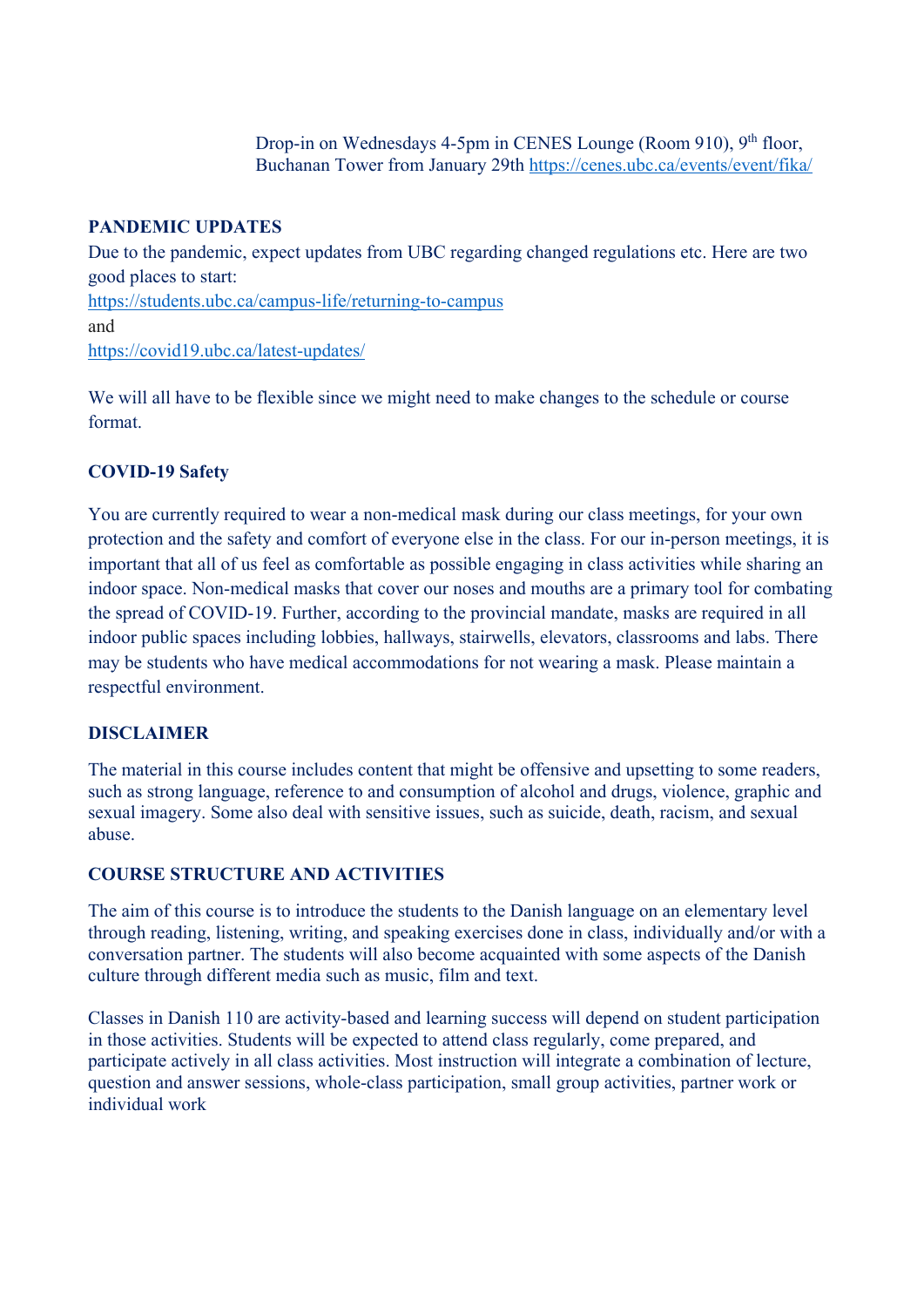Drop-in on Wednesdays 4-5pm in CENES Lounge (Room 910), 9th floor, Buchanan Tower from January 29th https://cenes.ubc.ca/events/event/fika/

## PANDEMIC UPDATES

Due to the pandemic, expect updates from UBC regarding changed regulations etc. Here are two good places to start:

https://students.ubc.ca/campus-life/returning-to-campus

and

https://covid19.ubc.ca/latest-updates/

We will all have to be flexible since we might need to make changes to the schedule or course format.

## COVID-19 Safety

You are currently required to wear a non-medical mask during our class meetings, for your own protection and the safety and comfort of everyone else in the class. For our in-person meetings, it is important that all of us feel as comfortable as possible engaging in class activities while sharing an indoor space. Non-medical masks that cover our noses and mouths are a primary tool for combating the spread of COVID-19. Further, according to the provincial mandate, masks are required in all indoor public spaces including lobbies, hallways, stairwells, elevators, classrooms and labs. There may be students who have medical accommodations for not wearing a mask. Please maintain a respectful environment.

## DISCLAIMER

The material in this course includes content that might be offensive and upsetting to some readers, such as strong language, reference to and consumption of alcohol and drugs, violence, graphic and sexual imagery. Some also deal with sensitive issues, such as suicide, death, racism, and sexual abuse.

## COURSE STRUCTURE AND ACTIVITIES

The aim of this course is to introduce the students to the Danish language on an elementary level through reading, listening, writing, and speaking exercises done in class, individually and/or with a conversation partner. The students will also become acquainted with some aspects of the Danish culture through different media such as music, film and text.

Classes in Danish 110 are activity-based and learning success will depend on student participation in those activities. Students will be expected to attend class regularly, come prepared, and participate actively in all class activities. Most instruction will integrate a combination of lecture, question and answer sessions, whole-class participation, small group activities, partner work or individual work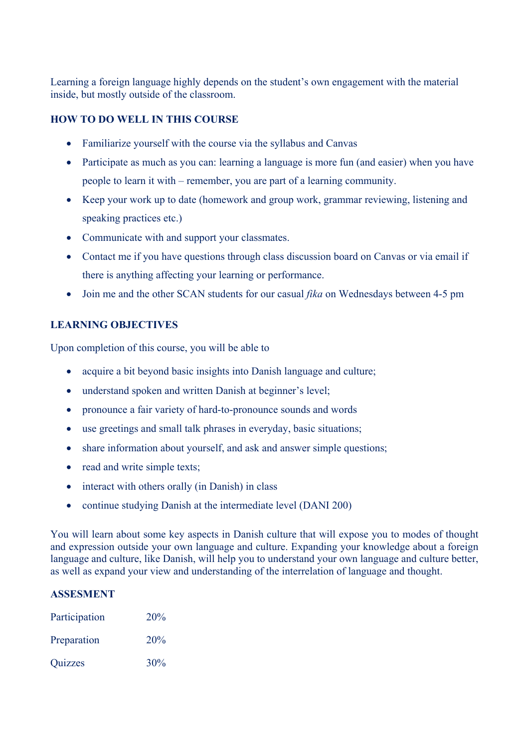Learning a foreign language highly depends on the student's own engagement with the material inside, but mostly outside of the classroom.

## HOW TO DO WELL IN THIS COURSE

- Familiarize yourself with the course via the syllabus and Canvas
- Participate as much as you can: learning a language is more fun (and easier) when you have people to learn it with – remember, you are part of a learning community.
- Keep your work up to date (homework and group work, grammar reviewing, listening and speaking practices etc.)
- Communicate with and support your classmates.
- Contact me if you have questions through class discussion board on Canvas or via email if there is anything affecting your learning or performance.
- Join me and the other SCAN students for our casual *fika* on Wednesdays between 4-5 pm

## LEARNING OBJECTIVES

Upon completion of this course, you will be able to

- acquire a bit beyond basic insights into Danish language and culture;
- understand spoken and written Danish at beginner's level;
- pronounce a fair variety of hard-to-pronounce sounds and words
- use greetings and small talk phrases in everyday, basic situations;
- share information about yourself, and ask and answer simple questions;
- read and write simple texts;
- interact with others orally (in Danish) in class
- continue studying Danish at the intermediate level (DANI 200)

You will learn about some key aspects in Danish culture that will expose you to modes of thought and expression outside your own language and culture. Expanding your knowledge about a foreign language and culture, like Danish, will help you to understand your own language and culture better, as well as expand your view and understanding of the interrelation of language and thought.

## ASSESMENT

| | |
|---|---|
| Participation | 20% |
| Preparation | 20% |
| Quizzes | 30% |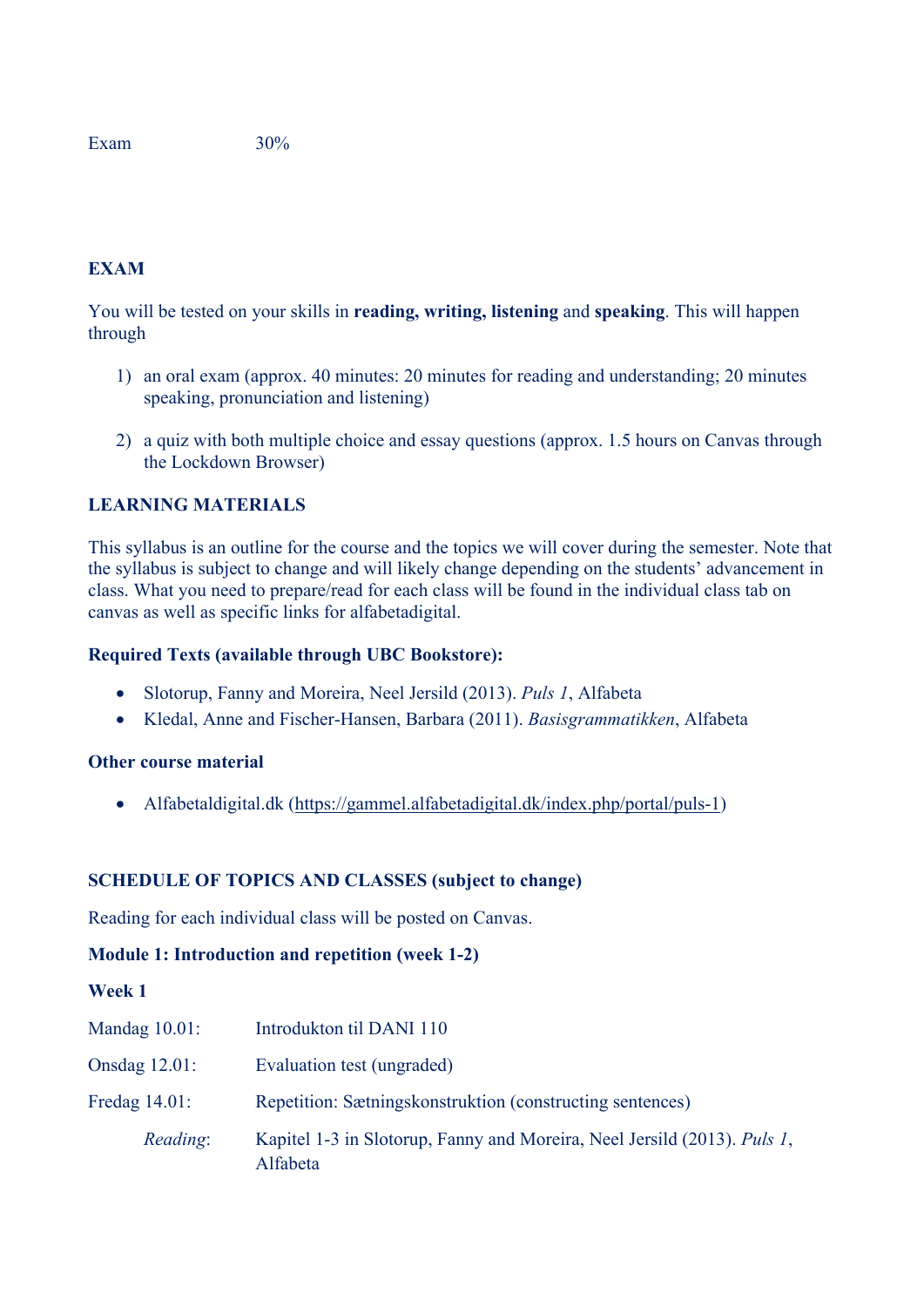| Exam | 30% |
| --- | --- |

**EXAM**

You will be tested on your skills in **reading, writing, listening** and **speaking**. This will happen through

1) an oral exam (approx. 40 minutes: 20 minutes for reading and understanding; 20 minutes speaking, pronunciation and listening)

2) a quiz with both multiple choice and essay questions (approx. 1.5 hours on Canvas through the Lockdown Browser)

**LEARNING MATERIALS**

This syllabus is an outline for the course and the topics we will cover during the semester. Note that the syllabus is subject to change and will likely change depending on the students' advancement in class. What you need to prepare/read for each class will be found in the individual class tab on canvas as well as specific links for alfabetadigital.

**Required Texts (available through UBC Bookstore):**

- Slotorup, Fanny and Moreira, Neel Jersild (2013). *Puls 1*, Alfabeta
- Kledal, Anne and Fischer-Hansen, Barbara (2011). *Basisgrammatikken*, Alfabeta

**Other course material**

- Alfabetaldigital.dk (https://gammel.alfabetadigital.dk/index.php/portal/puls-1)

**SCHEDULE OF TOPICS AND CLASSES (subject to change)**

Reading for each individual class will be posted on Canvas.

**Module 1: Introduction and repetition (week 1-2)**

**Week 1**

Mandag 10.01: Introdukton til DANI 110

Onsdag 12.01: Evaluation test (ungraded)

Fredag 14.01: Repetition: Sætningskonstruktion (constructing sentences)

*Reading*: Kapitel 1-3 in Slotorup, Fanny and Moreira, Neel Jersild (2013). *Puls 1*, Alfabeta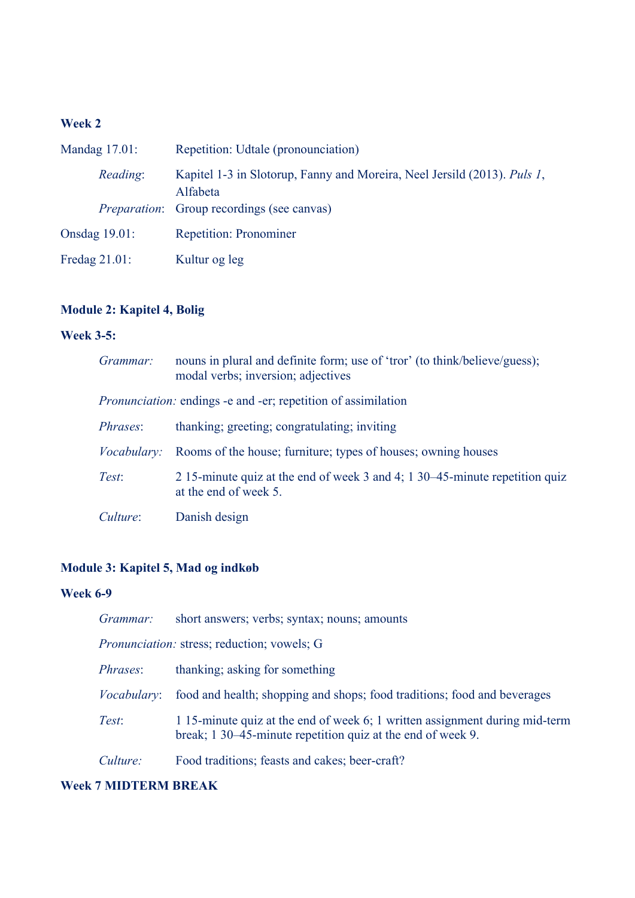**Week 2**

Mandag 17.01: Repetition: Udtale (pronounciation)

*Reading*: Kapitel 1-3 in Slotorup, Fanny and Moreira, Neel Jersild (2013). *Puls 1*, Alfabeta

*Preparation*: Group recordings (see canvas)

Onsdag 19.01: Repetition: Pronominer

Fredag 21.01: Kultur og leg

**Module 2: Kapitel 4, Bolig**

**Week 3-5:**

*Grammar:* nouns in plural and definite form; use of 'tror' (to think/believe/guess); modal verbs; inversion; adjectives

*Pronunciation:* endings -e and -er; repetition of assimilation

*Phrases*: thanking; greeting; congratulating; inviting

*Vocabulary:* Rooms of the house; furniture; types of houses; owning houses

*Test*: 2 15-minute quiz at the end of week 3 and 4; 1 30–45-minute repetition quiz at the end of week 5.

*Culture*: Danish design

**Module 3: Kapitel 5, Mad og indkøb**

**Week 6-9**

*Grammar:* short answers; verbs; syntax; nouns; amounts

*Pronunciation:* stress; reduction; vowels; G

*Phrases*: thanking; asking for something

*Vocabulary*: food and health; shopping and shops; food traditions; food and beverages

*Test*: 1 15-minute quiz at the end of week 6; 1 written assignment during mid-term break; 1 30–45-minute repetition quiz at the end of week 9.

*Culture:* Food traditions; feasts and cakes; beer-craft?

**Week 7 MIDTERM BREAK**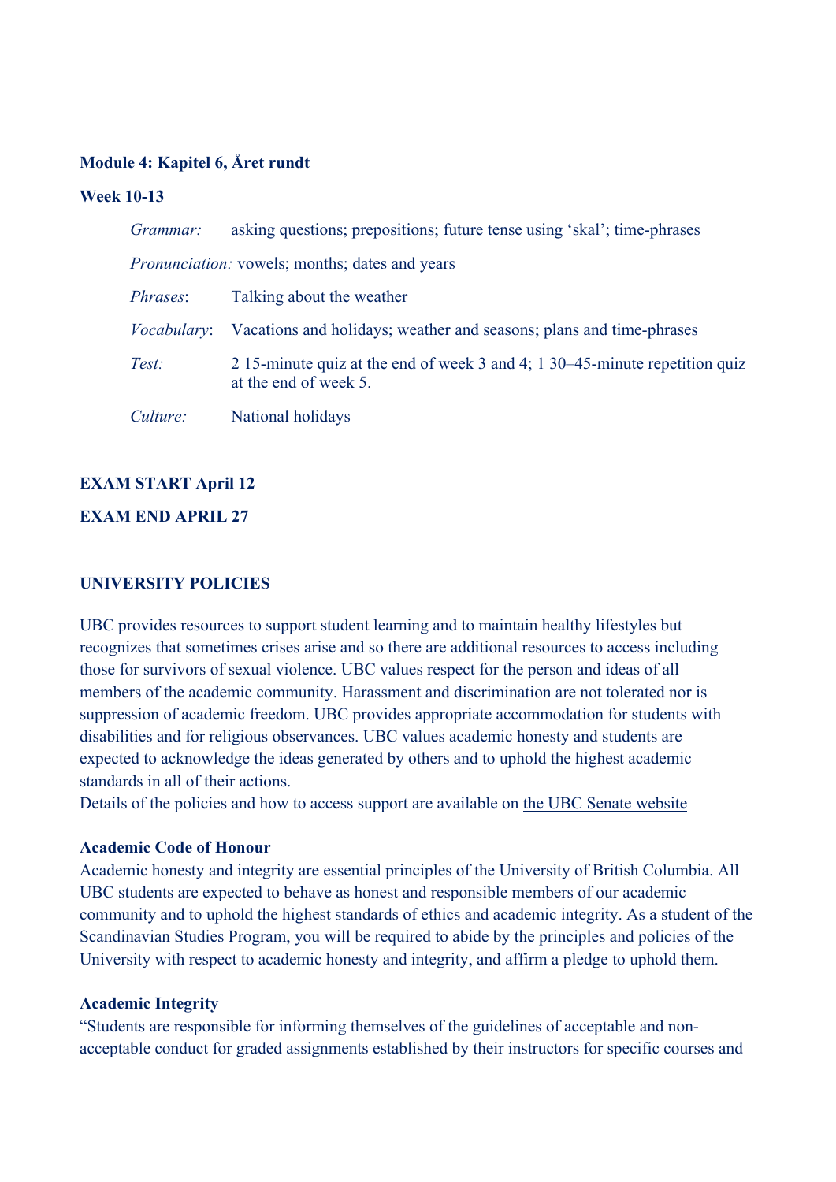**Module 4: Kapitel 6, Året rundt**

**Week 10-13**

| | |
|---|---|
| *Grammar:* | asking questions; prepositions; future tense using 'skal'; time-phrases |
| *Pronunciation:* | vowels; months; dates and years |
| *Phrases*: | Talking about the weather |
| *Vocabulary*: | Vacations and holidays; weather and seasons; plans and time-phrases |
| *Test:* | 2 15-minute quiz at the end of week 3 and 4; 1 30–45-minute repetition quiz at the end of week 5. |
| *Culture:* | National holidays |

**EXAM START April 12**

**EXAM END APRIL 27**

**UNIVERSITY POLICIES**

UBC provides resources to support student learning and to maintain healthy lifestyles but recognizes that sometimes crises arise and so there are additional resources to access including those for survivors of sexual violence. UBC values respect for the person and ideas of all members of the academic community. Harassment and discrimination are not tolerated nor is suppression of academic freedom. UBC provides appropriate accommodation for students with disabilities and for religious observances. UBC values academic honesty and students are expected to acknowledge the ideas generated by others and to uphold the highest academic standards in all of their actions.
Details of the policies and how to access support are available on the UBC Senate website

**Academic Code of Honour**
Academic honesty and integrity are essential principles of the University of British Columbia. All UBC students are expected to behave as honest and responsible members of our academic community and to uphold the highest standards of ethics and academic integrity. As a student of the Scandinavian Studies Program, you will be required to abide by the principles and policies of the University with respect to academic honesty and integrity, and affirm a pledge to uphold them.

**Academic Integrity**
"Students are responsible for informing themselves of the guidelines of acceptable and non-acceptable conduct for graded assignments established by their instructors for specific courses and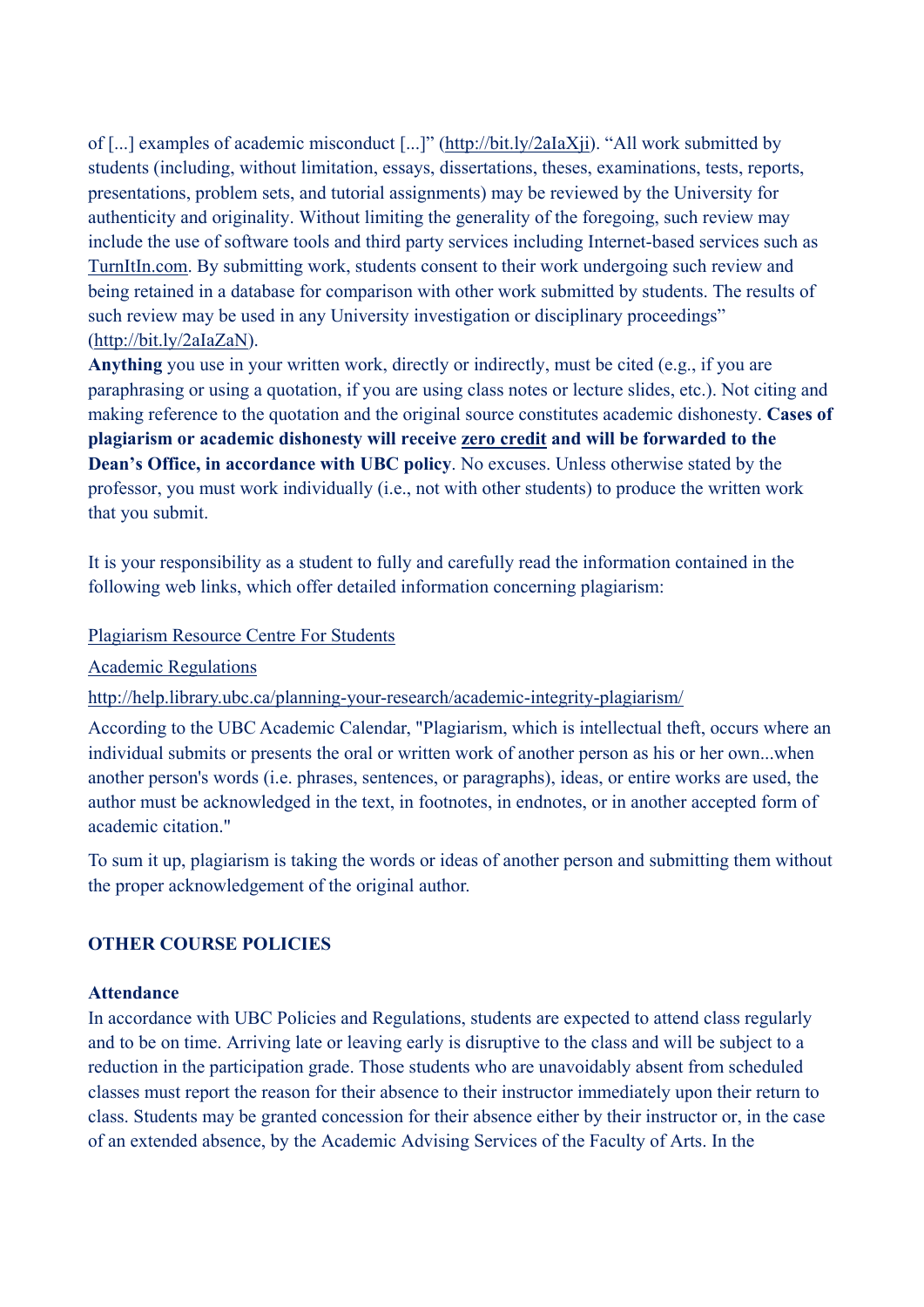of [...] examples of academic misconduct [...]" (http://bit.ly/2aIaXji). "All work submitted by students (including, without limitation, essays, dissertations, theses, examinations, tests, reports, presentations, problem sets, and tutorial assignments) may be reviewed by the University for authenticity and originality. Without limiting the generality of the foregoing, such review may include the use of software tools and third party services including Internet-based services such as TurnItIn.com. By submitting work, students consent to their work undergoing such review and being retained in a database for comparison with other work submitted by students. The results of such review may be used in any University investigation or disciplinary proceedings" (http://bit.ly/2aIaZaN).

**Anything** you use in your written work, directly or indirectly, must be cited (e.g., if you are paraphrasing or using a quotation, if you are using class notes or lecture slides, etc.). Not citing and making reference to the quotation and the original source constitutes academic dishonesty. **Cases of plagiarism or academic dishonesty will receive zero credit and will be forwarded to the Dean's Office, in accordance with UBC policy**. No excuses. Unless otherwise stated by the professor, you must work individually (i.e., not with other students) to produce the written work that you submit.

It is your responsibility as a student to fully and carefully read the information contained in the following web links, which offer detailed information concerning plagiarism:

Plagiarism Resource Centre For Students

Academic Regulations

http://help.library.ubc.ca/planning-your-research/academic-integrity-plagiarism/

According to the UBC Academic Calendar, "Plagiarism, which is intellectual theft, occurs where an individual submits or presents the oral or written work of another person as his or her own...when another person's words (i.e. phrases, sentences, or paragraphs), ideas, or entire works are used, the author must be acknowledged in the text, in footnotes, in endnotes, or in another accepted form of academic citation."

To sum it up, plagiarism is taking the words or ideas of another person and submitting them without the proper acknowledgement of the original author.

## OTHER COURSE POLICIES

### Attendance

In accordance with UBC Policies and Regulations, students are expected to attend class regularly and to be on time. Arriving late or leaving early is disruptive to the class and will be subject to a reduction in the participation grade. Those students who are unavoidably absent from scheduled classes must report the reason for their absence to their instructor immediately upon their return to class. Students may be granted concession for their absence either by their instructor or, in the case of an extended absence, by the Academic Advising Services of the Faculty of Arts. In the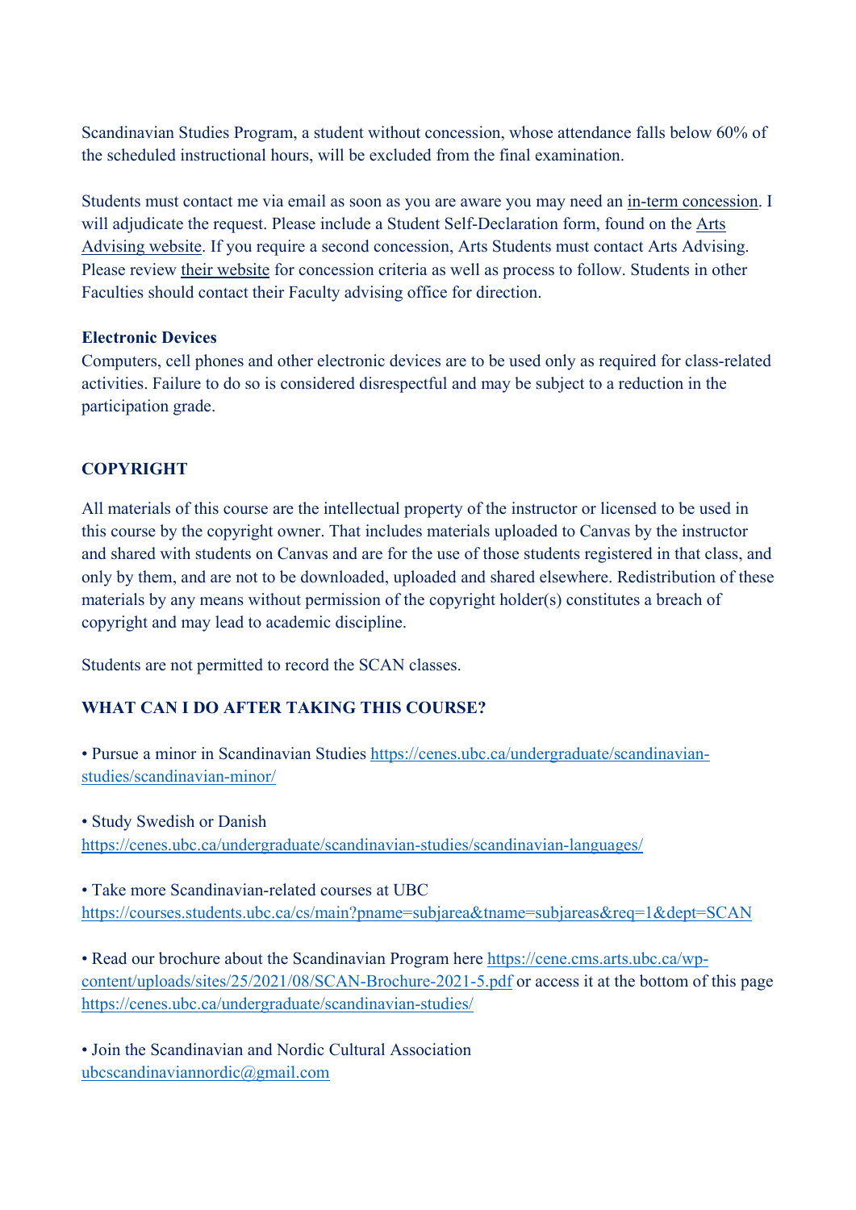Scandinavian Studies Program, a student without concession, whose attendance falls below 60% of the scheduled instructional hours, will be excluded from the final examination.

Students must contact me via email as soon as you are aware you may need an in-term concession. I will adjudicate the request. Please include a Student Self-Declaration form, found on the Arts Advising website. If you require a second concession, Arts Students must contact Arts Advising. Please review their website for concession criteria as well as process to follow. Students in other Faculties should contact their Faculty advising office for direction.

**Electronic Devices**
Computers, cell phones and other electronic devices are to be used only as required for class-related activities. Failure to do so is considered disrespectful and may be subject to a reduction in the participation grade.

## COPYRIGHT

All materials of this course are the intellectual property of the instructor or licensed to be used in this course by the copyright owner. That includes materials uploaded to Canvas by the instructor and shared with students on Canvas and are for the use of those students registered in that class, and only by them, and are not to be downloaded, uploaded and shared elsewhere. Redistribution of these materials by any means without permission of the copyright holder(s) constitutes a breach of copyright and may lead to academic discipline.

Students are not permitted to record the SCAN classes.

## WHAT CAN I DO AFTER TAKING THIS COURSE?

• Pursue a minor in Scandinavian Studies https://cenes.ubc.ca/undergraduate/scandinavian-studies/scandinavian-minor/

• Study Swedish or Danish
https://cenes.ubc.ca/undergraduate/scandinavian-studies/scandinavian-languages/

• Take more Scandinavian-related courses at UBC
https://courses.students.ubc.ca/cs/main?pname=subjarea&tname=subjareas&req=1&dept=SCAN

• Read our brochure about the Scandinavian Program here https://cene.cms.arts.ubc.ca/wp-content/uploads/sites/25/2021/08/SCAN-Brochure-2021-5.pdf or access it at the bottom of this page https://cenes.ubc.ca/undergraduate/scandinavian-studies/

• Join the Scandinavian and Nordic Cultural Association
ubcscandinaviannordic@gmail.com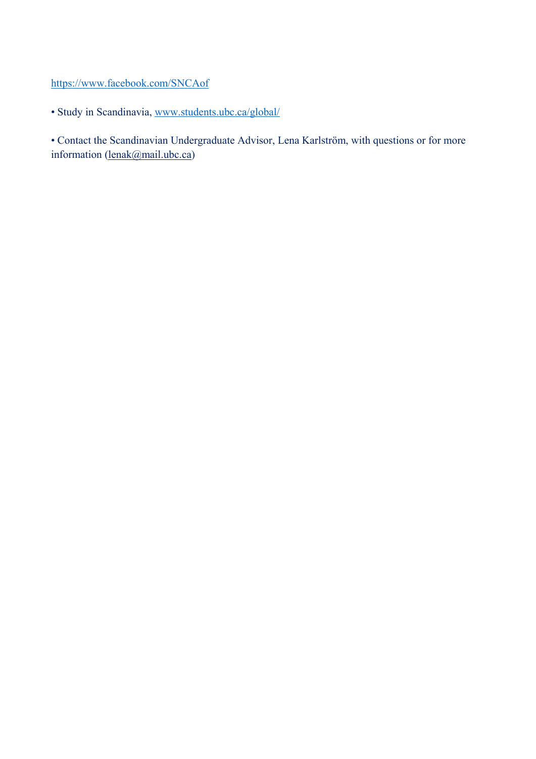https://www.facebook.com/SNCAof

- Study in Scandinavia, www.students.ubc.ca/global/

- Contact the Scandinavian Undergraduate Advisor, Lena Karlström, with questions or for more information (lenak@mail.ubc.ca)